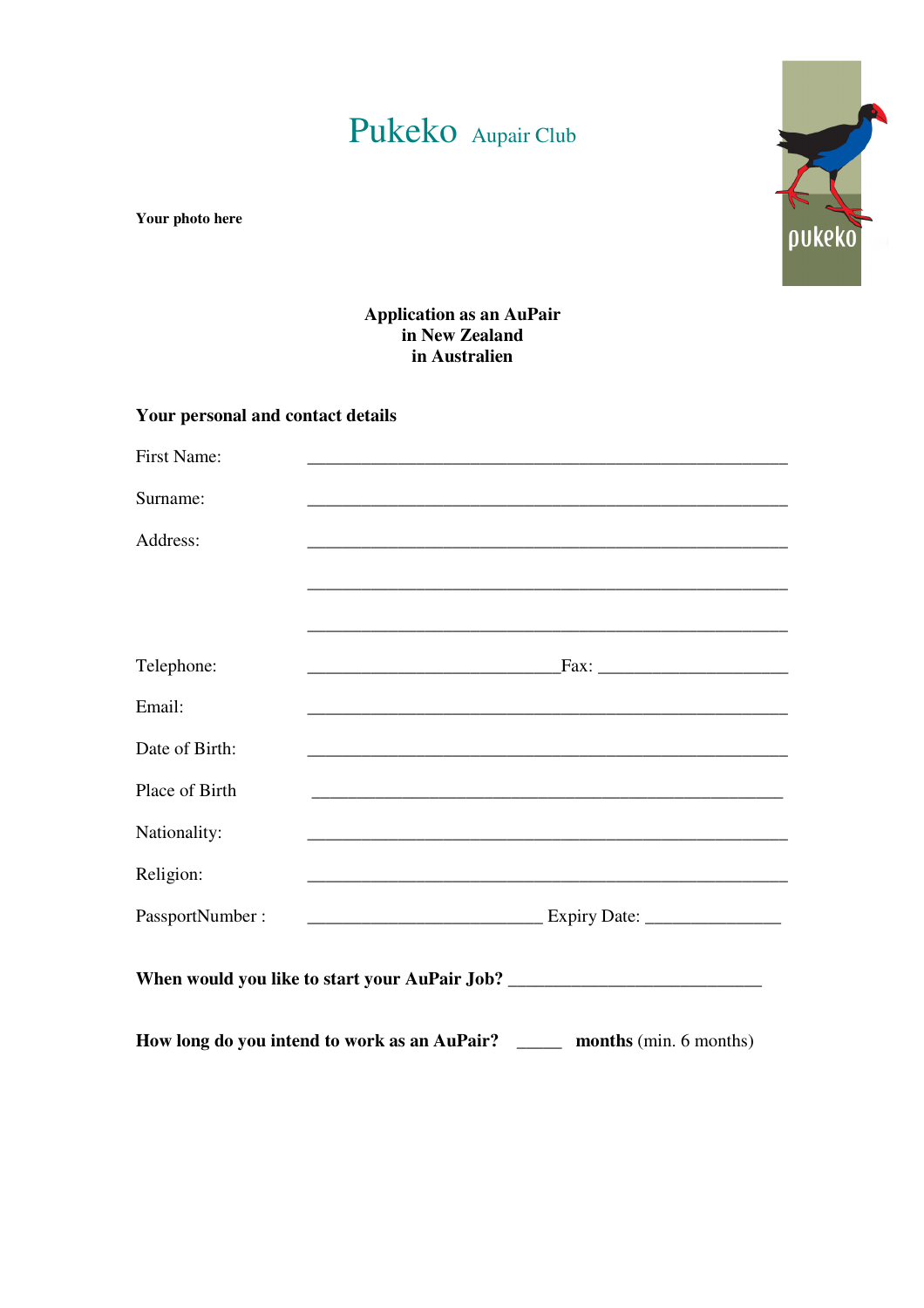# Pukeko Aupair Club

**Your photo here**

**Application as an AuPair**
**in New Zealand**
**in Australien**

## Your personal and contact details

First Name: ______________________________________________________

Surname: ______________________________________________________

Address: ______________________________________________________

______________________________________________________

______________________________________________________

Telephone: ____________________________Fax: _____________________

Email: ______________________________________________________

Date of Birth: ______________________________________________________

Place of Birth ______________________________________________________

Nationality: ______________________________________________________

Religion: ______________________________________________________

PassportNumber : __________________________ Expiry Date: _______________

**When would you like to start your AuPair Job?** ____________________________

**How long do you intend to work as an AuPair?** _____ **months** (min. 6 months)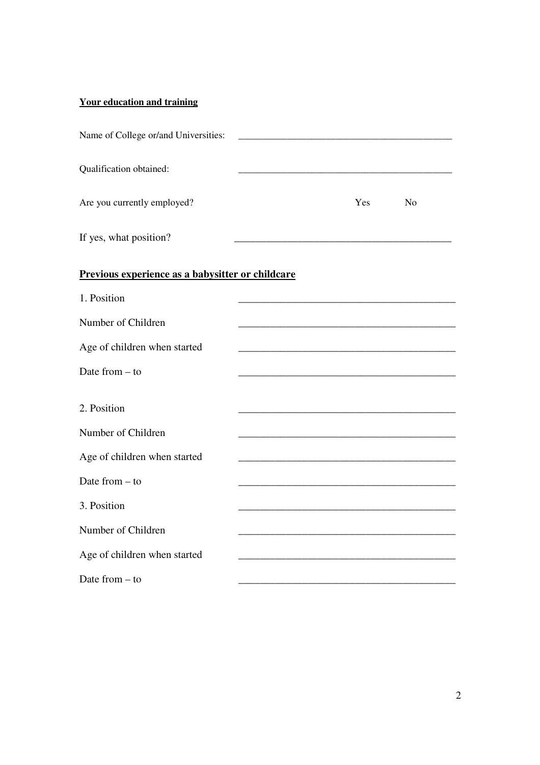**Your education and training**

Name of College or/and Universities: ____________________________________________

Qualification obtained: ____________________________________________

Are you currently employed? Yes No

If yes, what position? ____________________________________________

**Previous experience as a babysitter or childcare**

1. Position ____________________________________________

Number of Children ____________________________________________

Age of children when started ____________________________________________

Date from – to ____________________________________________

2. Position ____________________________________________

Number of Children ____________________________________________

Age of children when started ____________________________________________

Date from – to ____________________________________________

3. Position ____________________________________________

Number of Children ____________________________________________

Age of children when started ____________________________________________

Date from – to ____________________________________________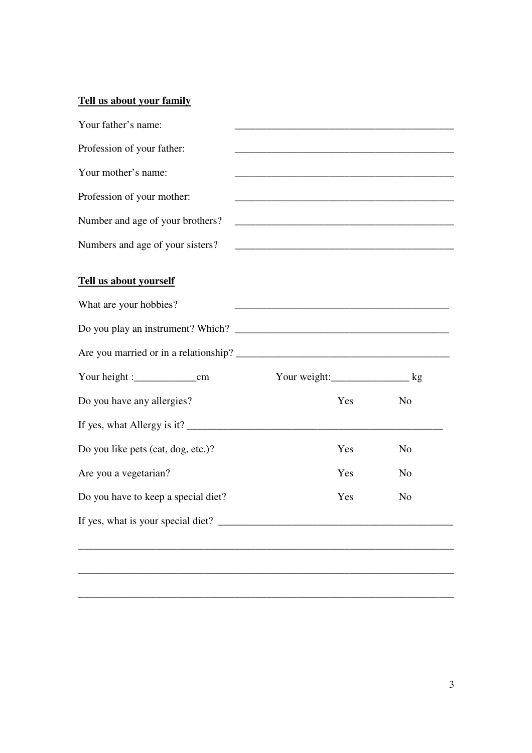**Tell us about your family**

Your father's name: ___________________________________________

Profession of your father: ___________________________________________

Your mother's name: ___________________________________________

Profession of your mother: ___________________________________________

Number and age of your brothers? ___________________________________________

Numbers and age of your sisters? ___________________________________________

**Tell us about yourself**

What are your hobbies? ___________________________________________

Do you play an instrument? Which? ___________________________________________

Are you married or in a relationship? ___________________________________________

Your height :____________cm Your weight:_______________ kg

Do you have any allergies? Yes No

If yes, what Allergy is it? ___________________________________________________

Do you like pets (cat, dog, etc.)? Yes No

Are you a vegetarian? Yes No

Do you have to keep a special diet? Yes No

If yes, what is your special diet? _____________________________________________

___________________________________________________________________________

___________________________________________________________________________

___________________________________________________________________________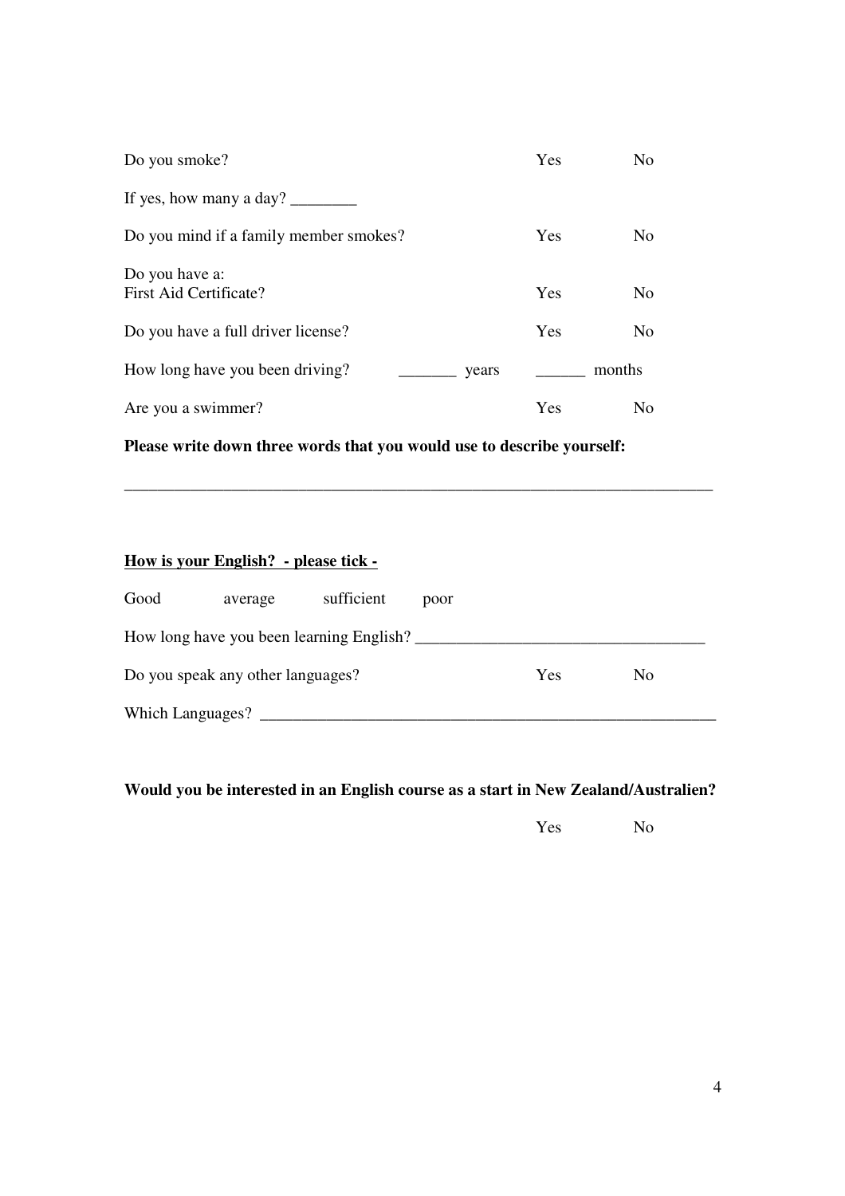| | | |
|---|---|---|
| Do you smoke? | Yes | No |
| If yes, how many a day? ________ | | |
| Do you mind if a family member smokes? | Yes | No |
| Do you have a:<br>First Aid Certificate? | Yes | No |
| Do you have a full driver license? | Yes | No |
| How long have you been driving? _______ years | ______ months | |
| Are you a swimmer? | Yes | No |

**Please write down three words that you would use to describe yourself:**

___________________________________________________________________________

**<u>How is your English? - please tick -</u>**

Good average sufficient poor

How long have you been learning English? ___________________________________

| | | |
|---|---|---|
| Do you speak any other languages? | Yes | No |

Which Languages? ________________________________________________________

**Would you be interested in an English course as a start in New Zealand/Australien?**

Yes No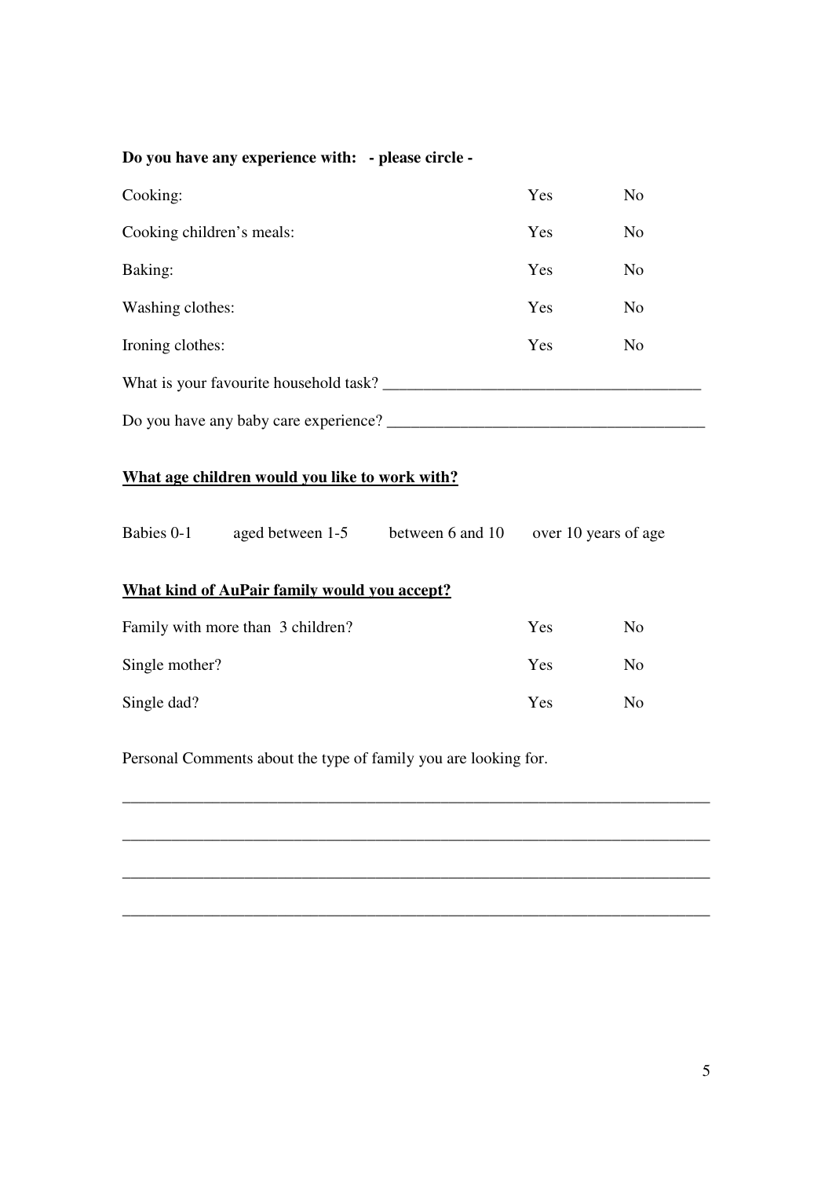**Do you have any experience with: - please circle -**

| | | |
|---|---|---|
| Cooking: | Yes | No |
| Cooking children's meals: | Yes | No |
| Baking: | Yes | No |
| Washing clothes: | Yes | No |
| Ironing clothes: | Yes | No |

What is your favourite household task? _______________________________________

Do you have any baby care experience? _______________________________________

**<u>What age children would you like to work with?</u>**

Babies 0-1 aged between 1-5 between 6 and 10 over 10 years of age

**<u>What kind of AuPair family would you accept?</u>**

| | | |
|---|---|---|
| Family with more than 3 children? | Yes | No |
| Single mother? | Yes | No |
| Single dad? | Yes | No |

Personal Comments about the type of family you are looking for.

___________________________________________________________________________

___________________________________________________________________________

___________________________________________________________________________

___________________________________________________________________________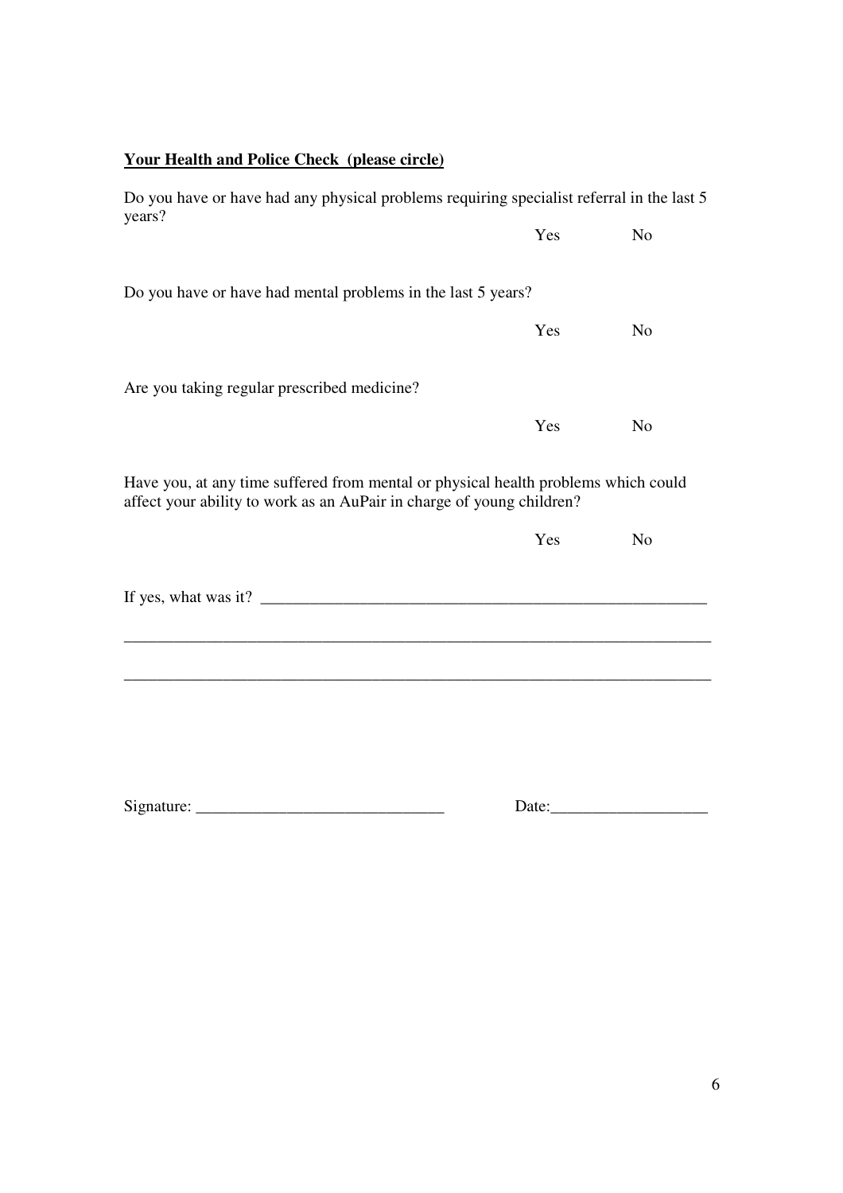**Your Health and Police Check (please circle)**

Do you have or have had any physical problems requiring specialist referral in the last 5 years?

Yes No

Do you have or have had mental problems in the last 5 years?

Yes No

Are you taking regular prescribed medicine?

Yes No

Have you, at any time suffered from mental or physical health problems which could affect your ability to work as an AuPair in charge of young children?

Yes No

If yes, what was it? _______________________________________________________

___________________________________________________________________________

___________________________________________________________________________

Signature: ______________________________ Date:___________________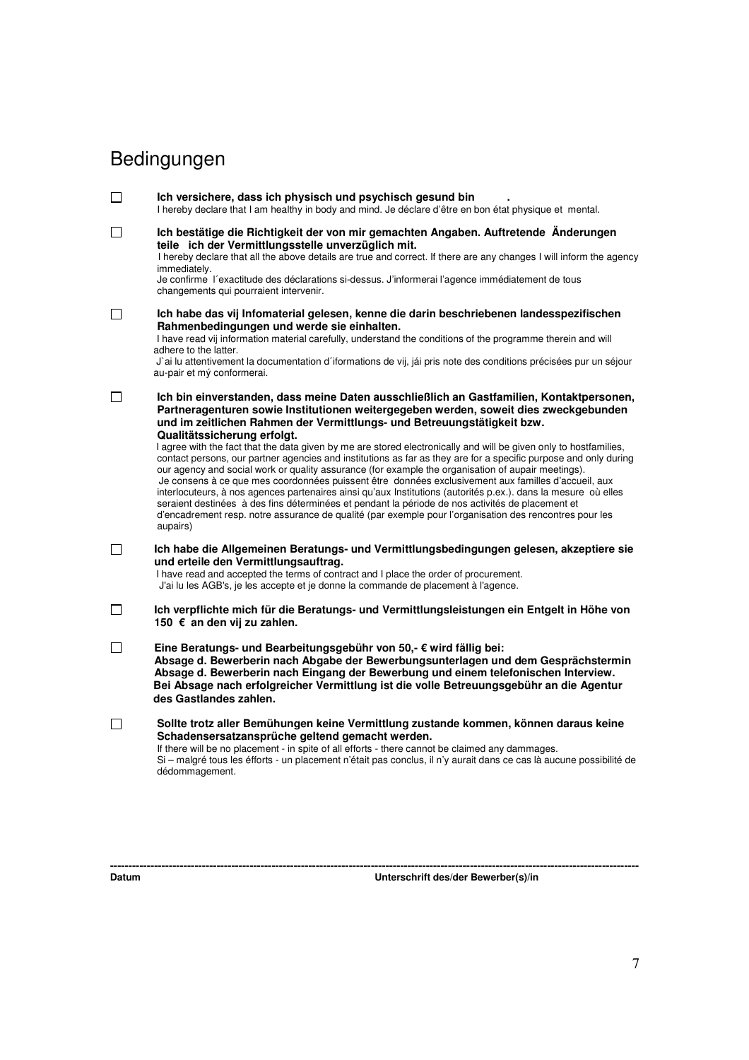# Bedingungen

☐ **Ich versichere, dass ich physisch und psychisch gesund bin .**
I hereby declare that I am healthy in body and mind. Je déclare d'être en bon état physique et mental.

☐ **Ich bestätige die Richtigkeit der von mir gemachten Angaben. Auftretende Änderungen teile ich der Vermittlungsstelle unverzüglich mit.**
I hereby declare that all the above details are true and correct. If there are any changes I will inform the agency immediately.
Je confirme l´exactitude des déclarations si-dessus. J'informerai l'agence immédiatement de tous changements qui pourraient intervenir.

☐ **Ich habe das vij Infomaterial gelesen, kenne die darin beschriebenen landesspezifischen Rahmenbedingungen und werde sie einhalten.**
I have read vij information material carefully, understand the conditions of the programme therein and will adhere to the latter.
J`ai lu attentivement la documentation d´iformations de vij, jái pris note des conditions précisées pur un séjour au-pair et mý conformerai.

☐ **Ich bin einverstanden, dass meine Daten ausschließlich an Gastfamilien, Kontaktpersonen, Partneragenturen sowie Institutionen weitergegeben werden, soweit dies zweckgebunden und im zeitlichen Rahmen der Vermittlungs- und Betreuungstätigkeit bzw. Qualitätssicherung erfolgt.**
I agree with the fact that the data given by me are stored electronically and will be given only to hostfamilies, contact persons, our partner agencies and institutions as far as they are for a specific purpose and only during our agency and social work or quality assurance (for example the organisation of aupair meetings).
Je consens à ce que mes coordonnées puissent être données exclusivement aux familles d'accueil, aux interlocuteurs, à nos agences partenaires ainsi qu'aux Institutions (autorités p.ex.). dans la mesure où elles seraient destinées à des fins déterminées et pendant la période de nos activités de placement et d'encadrement resp. notre assurance de qualité (par exemple pour l'organisation des rencontres pour les aupairs)

☐ **Ich habe die Allgemeinen Beratungs- und Vermittlungsbedingungen gelesen, akzeptiere sie und erteile den Vermittlungsauftrag.**
I have read and accepted the terms of contract and I place the order of procurement.
J'ai lu les AGB's, je les accepte et je donne la commande de placement à l'agence.

☐ **Ich verpflichte mich für die Beratungs- und Vermittlungsleistungen ein Entgelt in Höhe von 150 € an den vij zu zahlen.**

☐ **Eine Beratungs- und Bearbeitungsgebühr von 50,- € wird fällig bei:**
**Absage d. Bewerberin nach Abgabe der Bewerbungsunterlagen und dem Gesprächstermin**
**Absage d. Bewerberin nach Eingang der Bewerbung und einem telefonischen Interview.**
**Bei Absage nach erfolgreicher Vermittlung ist die volle Betreuungsgebühr an die Agentur des Gastlandes zahlen.**

☐ **Sollte trotz aller Bemühungen keine Vermittlung zustande kommen, können daraus keine Schadensersatzansprüche geltend gemacht werden.**
If there will be no placement - in spite of all efforts - there cannot be claimed any dammages.
Si – malgré tous les éfforts - un placement n'était pas conclus, il n'y aurait dans ce cas là aucune possibilité de dédommagement.

---

**Datum** **Unterschrift des/der Bewerber(s)/in**